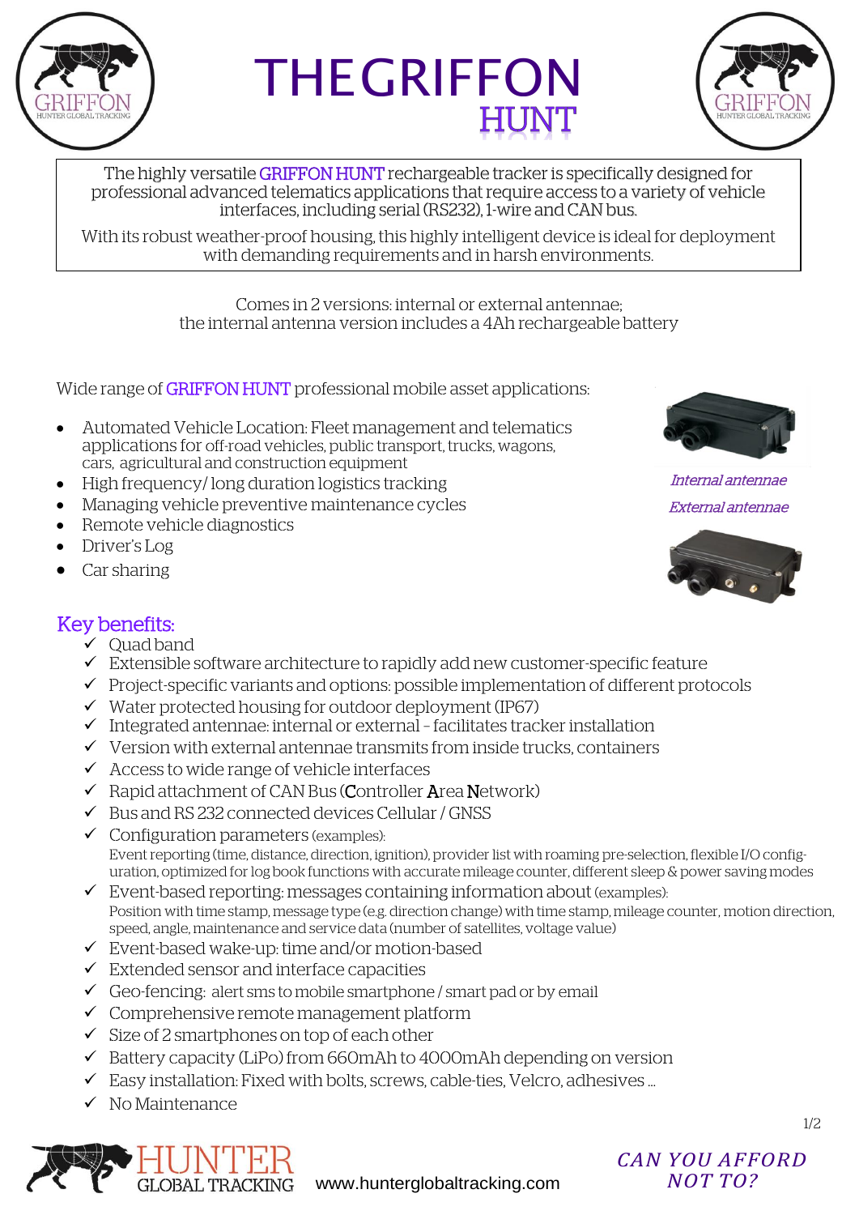# THE GRIFFON HUNT

The highly versatile GRIFFON HUNT rechargeable tracker is specifically designed for professional advanced telematics applications that require access to a variety of vehicle interfaces, including serial (RS232), 1-wire and CAN bus.

With its robust weather-proof housing, this highly intelligent device is ideal for deployment with demanding requirements and in harsh environments.

Comes in 2 versions: internal or external antennae;
the internal antenna version includes a 4Ah rechargeable battery

Wide range of GRIFFON HUNT professional mobile asset applications:

- Automated Vehicle Location: Fleet management and telematics applications for off-road vehicles, public transport, trucks, wagons, cars, agricultural and construction equipment
- High frequency/ long duration logistics tracking
- Managing vehicle preventive maintenance cycles
- Remote vehicle diagnostics
- Driver's Log
- Car sharing

*Internal antennae*

*External antennae*

## Key benefits:

- ✓ Quad band
- ✓ Extensible software architecture to rapidly add new customer-specific feature
- ✓ Project-specific variants and options: possible implementation of different protocols
- ✓ Water protected housing for outdoor deployment (IP67)
- ✓ Integrated antennae: internal or external - facilitates tracker installation
- ✓ Version with external antennae transmits from inside trucks, containers
- ✓ Access to wide range of vehicle interfaces
- ✓ Rapid attachment of CAN Bus (Controller Area Network)
- ✓ Bus and RS 232 connected devices Cellular / GNSS
- ✓ Configuration parameters (examples):
  Event reporting (time, distance, direction, ignition), provider list with roaming pre-selection, flexible I/O configuration, optimized for log book functions with accurate mileage counter, different sleep & power saving modes
- ✓ Event-based reporting: messages containing information about (examples):
  Position with time stamp, message type (e.g. direction change) with time stamp, mileage counter, motion direction, speed, angle, maintenance and service data (number of satellites, voltage value)
- ✓ Event-based wake-up: time and/or motion-based
- ✓ Extended sensor and interface capacities
- ✓ Geo-fencing: alert sms to mobile smartphone / smart pad or by email
- ✓ Comprehensive remote management platform
- ✓ Size of 2 smartphones on top of each other
- ✓ Battery capacity (LiPo) from 660mAh to 4000mAh depending on version
- ✓ Easy installation: Fixed with bolts, screws, cable-ties, Velcro, adhesives ...
- ✓ No Maintenance

HUNTER GLOBAL TRACKING www.hunterglobaltracking.com

*CAN YOU AFFORD NOT TO?*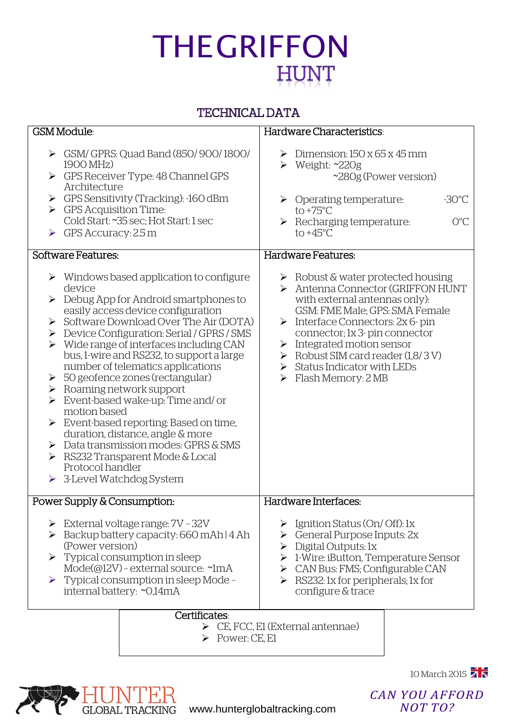# THE GRIFFON HUNT

## TECHNICAL DATA

### GSM Module:

- GSM/ GPRS: Quad Band (850/ 900/ 1800/ 1900 MHz)
- GPS Receiver Type: 48 Channel GPS Architecture
- GPS Sensitivity (Tracking): -160 dBm
- GPS Acquisition Time: Cold Start: ~35 sec; Hot Start: 1 sec
- GPS Accuracy: 2.5 m

### Hardware Characteristics:

- Dimension: 150 x 65 x 45 mm
- Weight: ~220g
  ~280g (Power version)
- Operating temperature: -30°C to +75°C
- Recharging temperature: 0°C to +45°C

### Software Features:

- Windows based application to configure device
- Debug App for Android smartphones to easily access device configuration
- Software Download Over The Air (DOTA)
- Device Configuration: Serial / GPRS / SMS
- Wide range of interfaces including CAN bus, 1-wire and RS232, to support a large number of telematics applications
- 50 geofence zones (rectangular)
- Roaming network support
- Event-based wake-up: Time and/ or motion based
- Event-based reporting: Based on time, duration, distance, angle & more
- Data transmission modes: GPRS & SMS
- RS232 Transparent Mode & Local Protocol handler
- 3-Level Watchdog System

### Hardware Features:

- Robust & water protected housing
- Antenna Connector (GRIFFON HUNT with external antennas only): GSM: FME Male; GPS: SMA Female
- Interface Connectors: 2x 6- pin connector; 1x 3- pin connector
- Integrated motion sensor
- Robust SIM card reader (1,8/ 3 V)
- Status Indicator with LEDs
- Flash Memory: 2 MB

### Power Supply & Consumption:

- External voltage range: 7V – 32V
- Backup battery capacity: 660 mAh | 4 Ah (Power version)
- Typical consumption in sleep Mode(@12V) – external source: ~1mA
- Typical consumption in sleep Mode – internal battery: ~0,14mA

### Hardware Interfaces:

- Ignition Status (On/ Off): 1x
- General Purpose Inputs: 2x
- Digital Outputs: 1x
- 1-Wire: iButton, Temperature Sensor
- CAN Bus: FMS; Configurable CAN
- RS232: 1x for peripherals; 1x for configure & trace

### Certificates:

- CE, FCC, E1 (External antennae)
- Power: CE, E1

10 March 2015

HUNTER GLOBAL TRACKING

www.hunterglobaltracking.com

*CAN YOU AFFORD NOT TO?*